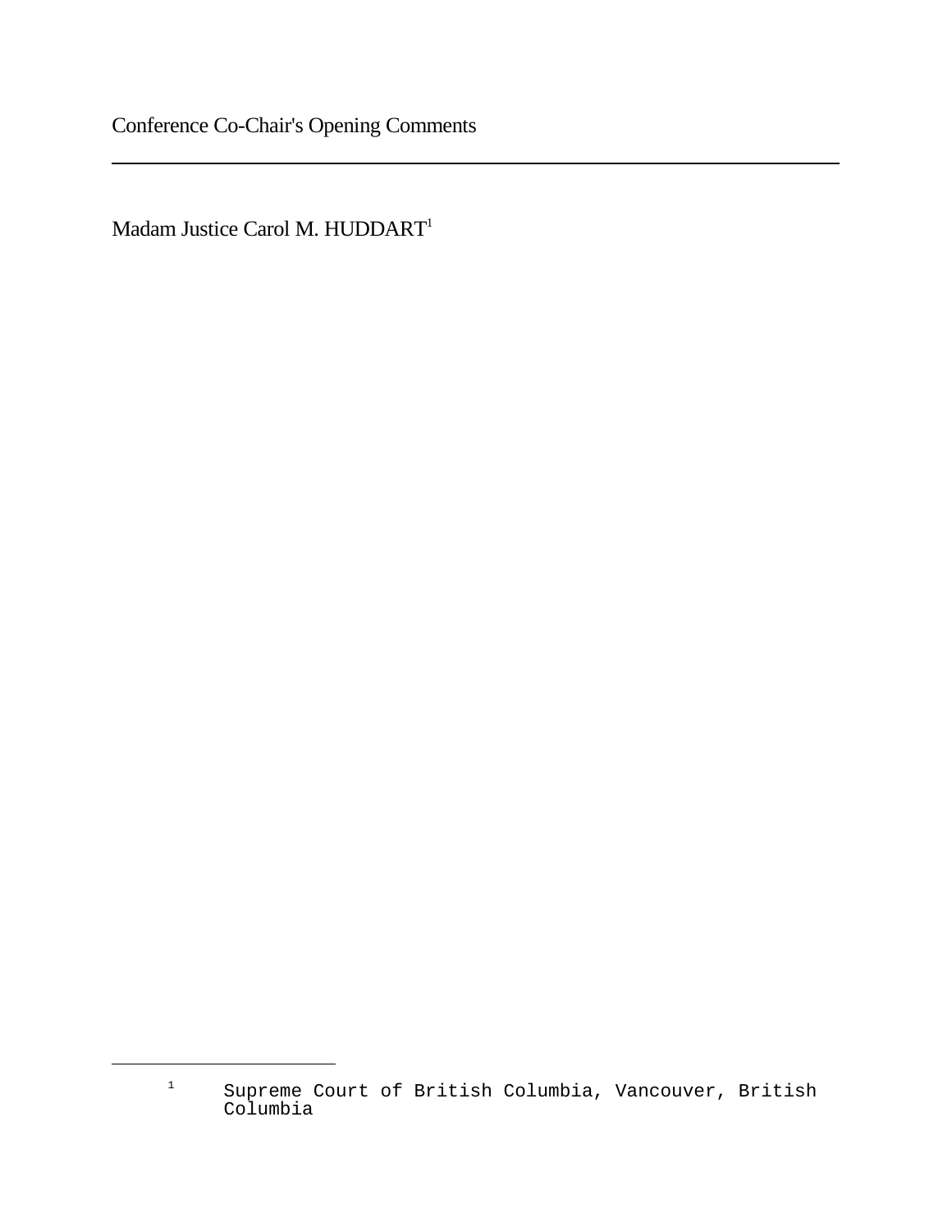# Conference Co-Chair's Opening Comments

---

Madam Justice Carol M. HUDDART[1]

---

[1] Supreme Court of British Columbia, Vancouver, British Columbia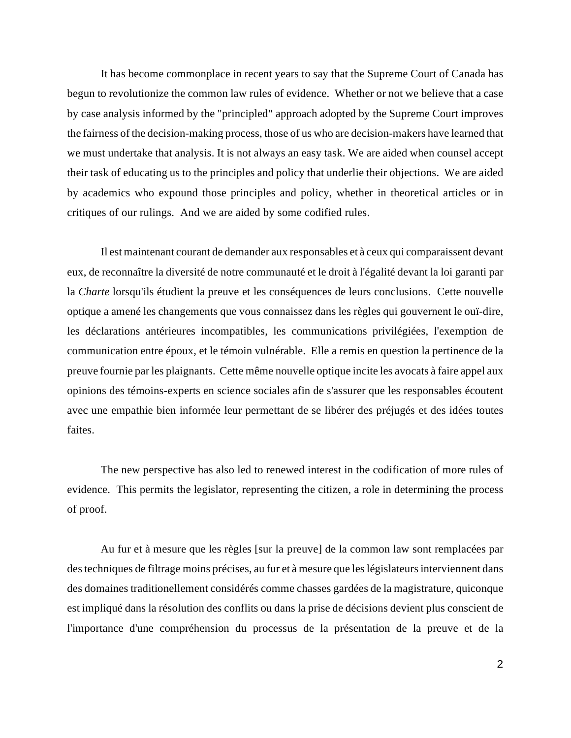It has become commonplace in recent years to say that the Supreme Court of Canada has begun to revolutionize the common law rules of evidence. Whether or not we believe that a case by case analysis informed by the "principled" approach adopted by the Supreme Court improves the fairness of the decision-making process, those of us who are decision-makers have learned that we must undertake that analysis. It is not always an easy task. We are aided when counsel accept their task of educating us to the principles and policy that underlie their objections. We are aided by academics who expound those principles and policy, whether in theoretical articles or in critiques of our rulings. And we are aided by some codified rules.

Il est maintenant courant de demander aux responsables et à ceux qui comparaissent devant eux, de reconnaître la diversité de notre communauté et le droit à l'égalité devant la loi garanti par la *Charte* lorsqu'ils étudient la preuve et les conséquences de leurs conclusions. Cette nouvelle optique a amené les changements que vous connaissez dans les règles qui gouvernent le ouï-dire, les déclarations antérieures incompatibles, les communications privilégiées, l'exemption de communication entre époux, et le témoin vulnérable. Elle a remis en question la pertinence de la preuve fournie par les plaignants. Cette même nouvelle optique incite les avocats à faire appel aux opinions des témoins-experts en science sociales afin de s'assurer que les responsables écoutent avec une empathie bien informée leur permettant de se libérer des préjugés et des idées toutes faites.

The new perspective has also led to renewed interest in the codification of more rules of evidence. This permits the legislator, representing the citizen, a role in determining the process of proof.

Au fur et à mesure que les règles [sur la preuve] de la common law sont remplacées par des techniques de filtrage moins précises, au fur et à mesure que les législateurs interviennent dans des domaines traditionellement considérés comme chasses gardées de la magistrature, quiconque est impliqué dans la résolution des conflits ou dans la prise de décisions devient plus conscient de l'importance d'une compréhension du processus de la présentation de la preuve et de la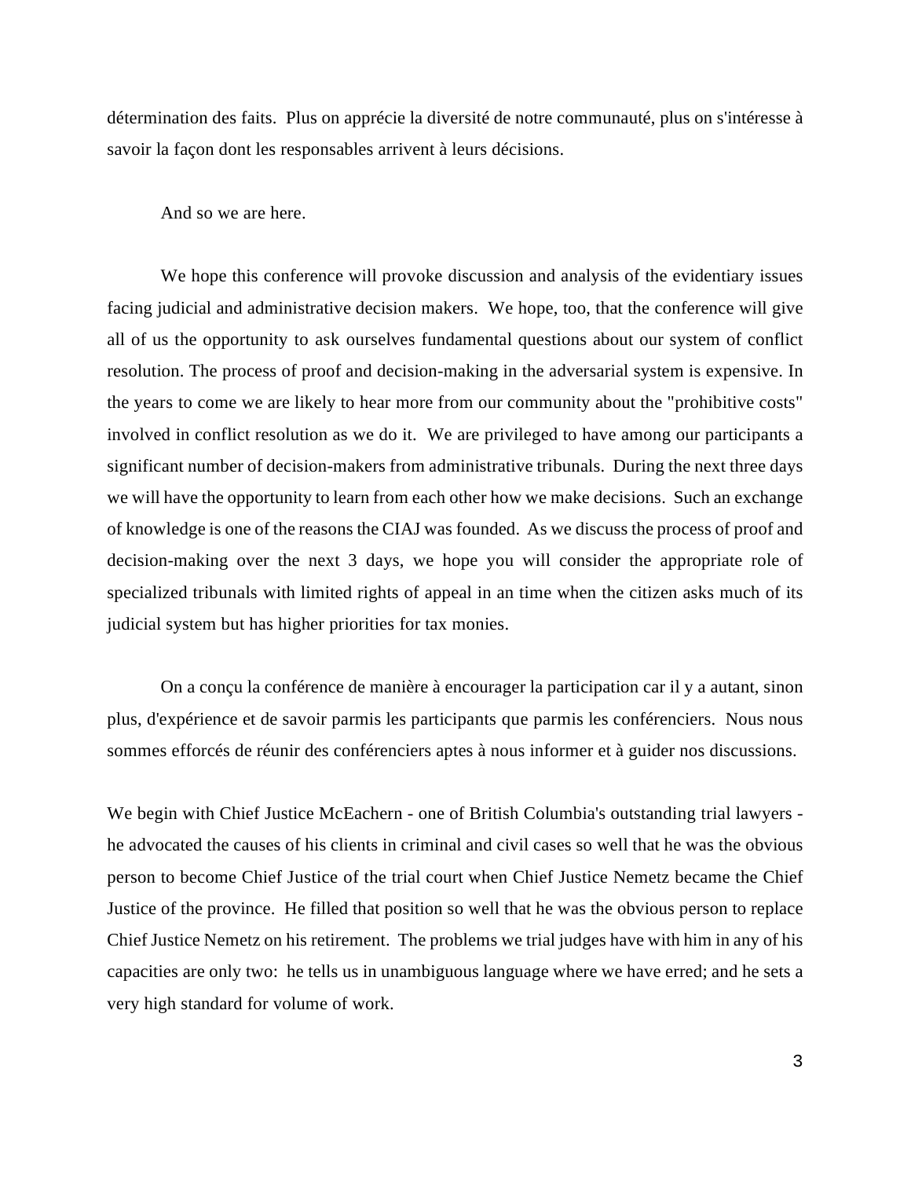détermination des faits. Plus on apprécie la diversité de notre communauté, plus on s'intéresse à savoir la façon dont les responsables arrivent à leurs décisions.

And so we are here.

We hope this conference will provoke discussion and analysis of the evidentiary issues facing judicial and administrative decision makers. We hope, too, that the conference will give all of us the opportunity to ask ourselves fundamental questions about our system of conflict resolution. The process of proof and decision-making in the adversarial system is expensive. In the years to come we are likely to hear more from our community about the "prohibitive costs" involved in conflict resolution as we do it. We are privileged to have among our participants a significant number of decision-makers from administrative tribunals. During the next three days we will have the opportunity to learn from each other how we make decisions. Such an exchange of knowledge is one of the reasons the CIAJ was founded. As we discuss the process of proof and decision-making over the next 3 days, we hope you will consider the appropriate role of specialized tribunals with limited rights of appeal in an time when the citizen asks much of its judicial system but has higher priorities for tax monies.

On a conçu la conférence de manière à encourager la participation car il y a autant, sinon plus, d'expérience et de savoir parmis les participants que parmis les conférenciers. Nous nous sommes efforcés de réunir des conférenciers aptes à nous informer et à guider nos discussions.

We begin with Chief Justice McEachern - one of British Columbia's outstanding trial lawyers - he advocated the causes of his clients in criminal and civil cases so well that he was the obvious person to become Chief Justice of the trial court when Chief Justice Nemetz became the Chief Justice of the province. He filled that position so well that he was the obvious person to replace Chief Justice Nemetz on his retirement. The problems we trial judges have with him in any of his capacities are only two: he tells us in unambiguous language where we have erred; and he sets a very high standard for volume of work.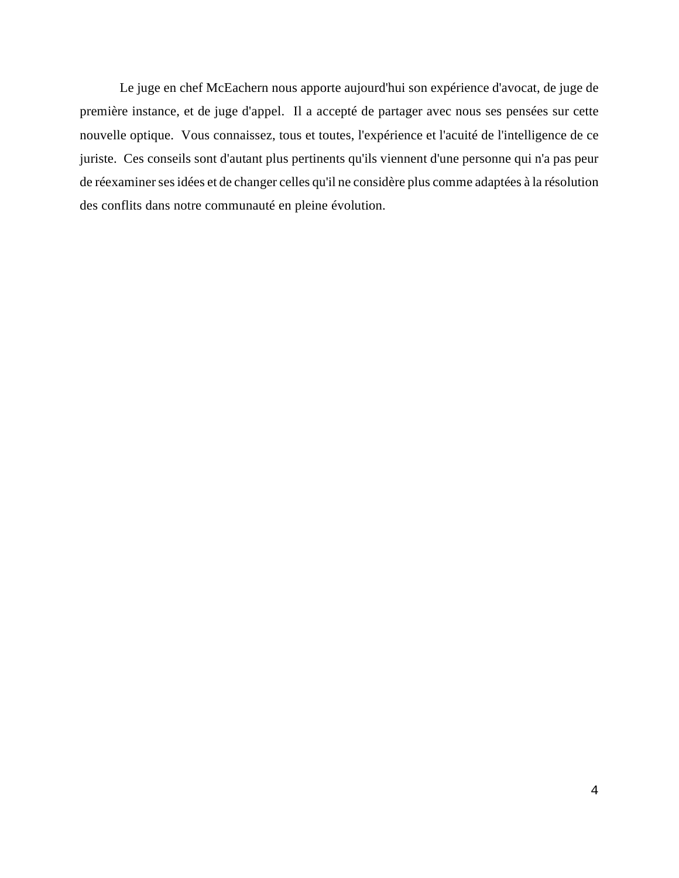Le juge en chef McEachern nous apporte aujourd'hui son expérience d'avocat, de juge de première instance, et de juge d'appel. Il a accepté de partager avec nous ses pensées sur cette nouvelle optique. Vous connaissez, tous et toutes, l'expérience et l'acuité de l'intelligence de ce juriste. Ces conseils sont d'autant plus pertinents qu'ils viennent d'une personne qui n'a pas peur de réexaminer ses idées et de changer celles qu'il ne considère plus comme adaptées à la résolution des conflits dans notre communauté en pleine évolution.